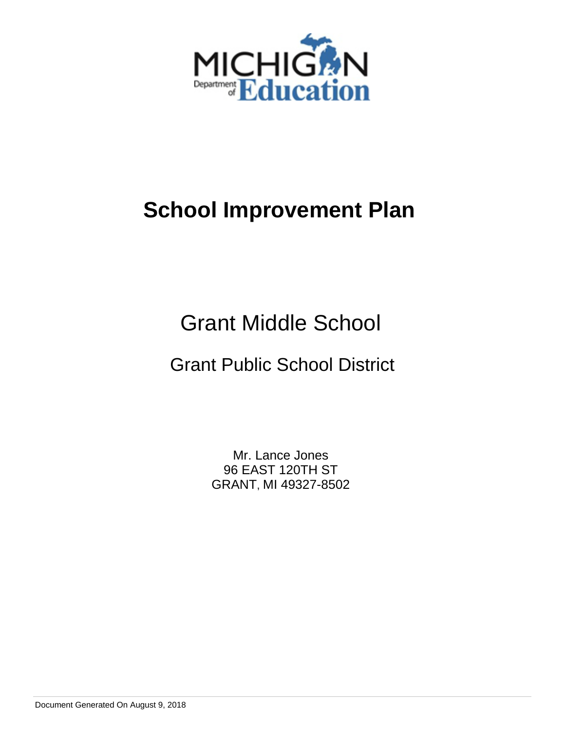MICHIGAN Department of Education

# School Improvement Plan

## Grant Middle School

### Grant Public School District

Mr. Lance Jones
96 EAST 120TH ST
GRANT, MI 49327-8502

Document Generated On August 9, 2018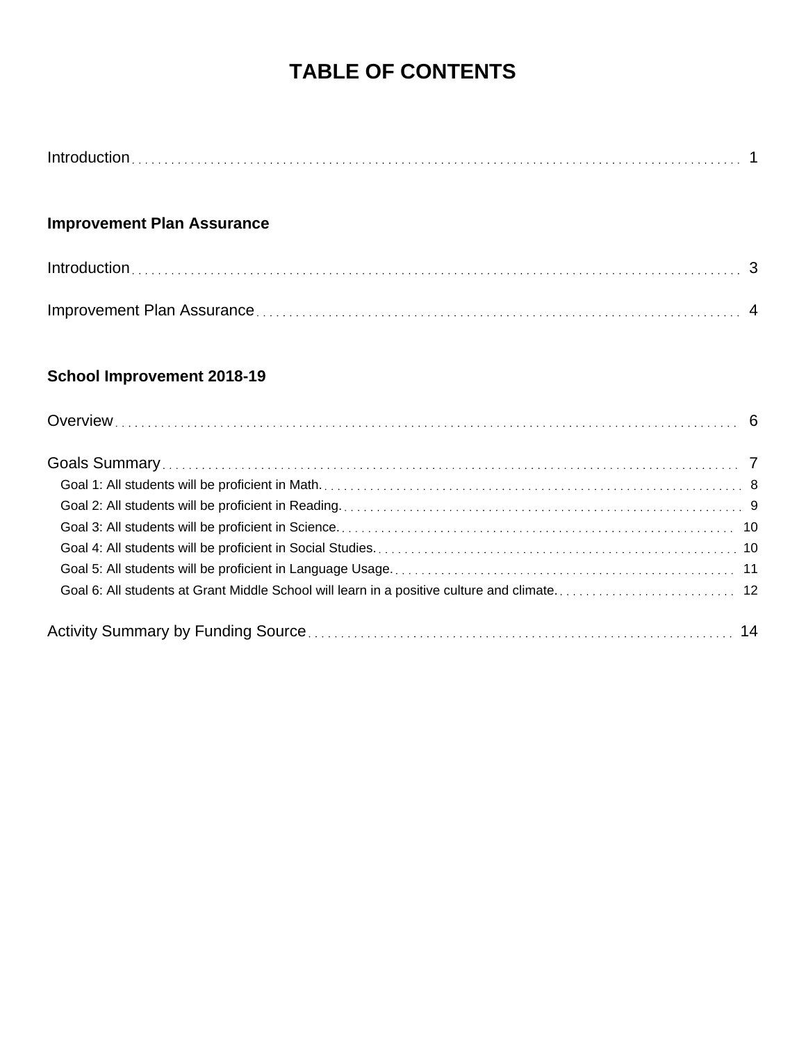# TABLE OF CONTENTS

Introduction . . . . . . . . . . 1

**Improvement Plan Assurance**

Introduction . . . . . . . . . . 3

Improvement Plan Assurance . . . . . . . . . . 4

**School Improvement 2018-19**

Overview . . . . . . . . . . 6

Goals Summary . . . . . . . . . . 7

- Goal 1: All students will be proficient in Math. . . . . . . . . . . 8
- Goal 2: All students will be proficient in Reading. . . . . . . . . . . 9
- Goal 3: All students will be proficient in Science. . . . . . . . . . . 10
- Goal 4: All students will be proficient in Social Studies. . . . . . . . . . . 10
- Goal 5: All students will be proficient in Language Usage. . . . . . . . . . . 11
- Goal 6: All students at Grant Middle School will learn in a positive culture and climate. . . . . . . . . . . 12

Activity Summary by Funding Source . . . . . . . . . . 14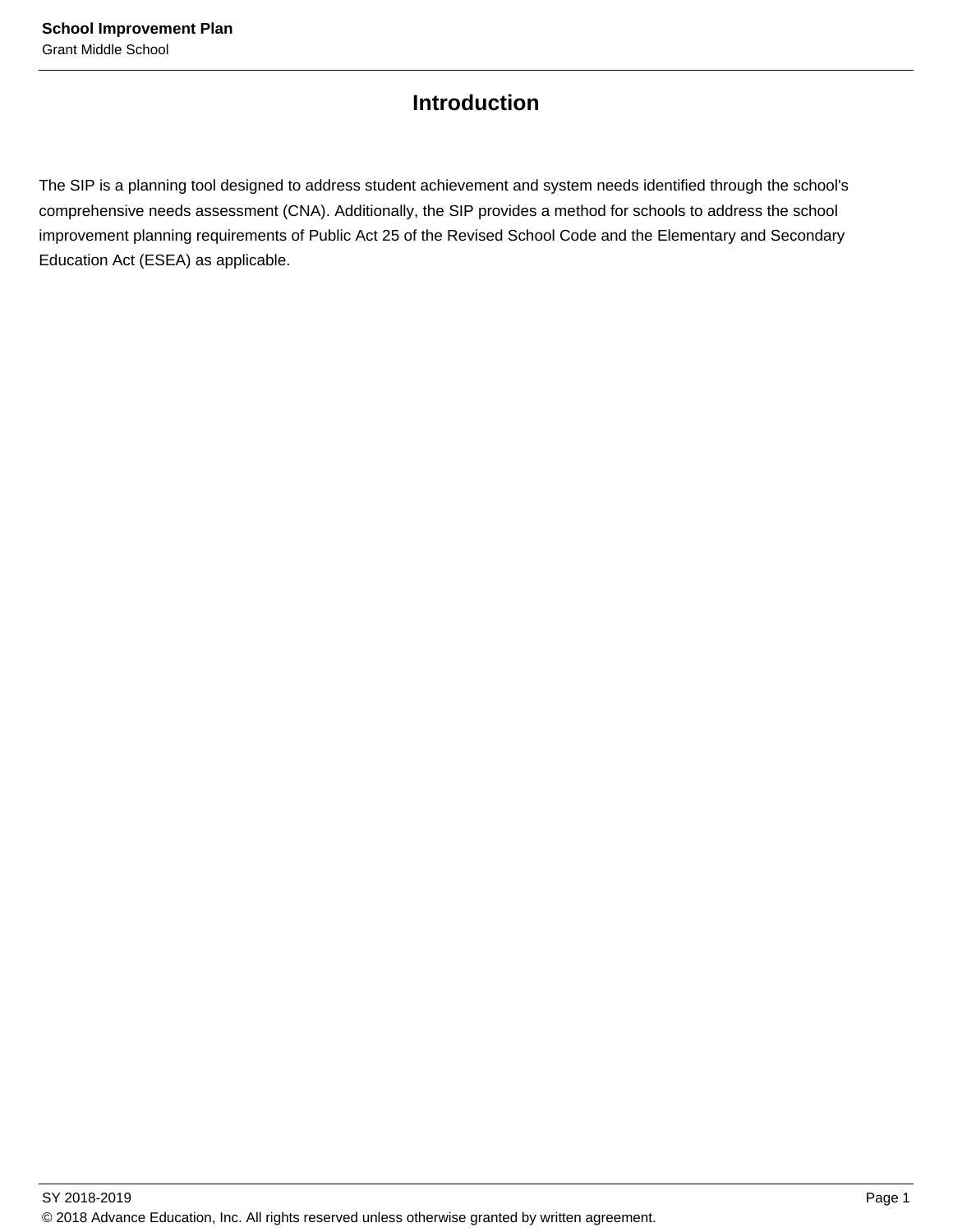# Introduction

The SIP is a planning tool designed to address student achievement and system needs identified through the school's comprehensive needs assessment (CNA). Additionally, the SIP provides a method for schools to address the school improvement planning requirements of Public Act 25 of the Revised School Code and the Elementary and Secondary Education Act (ESEA) as applicable.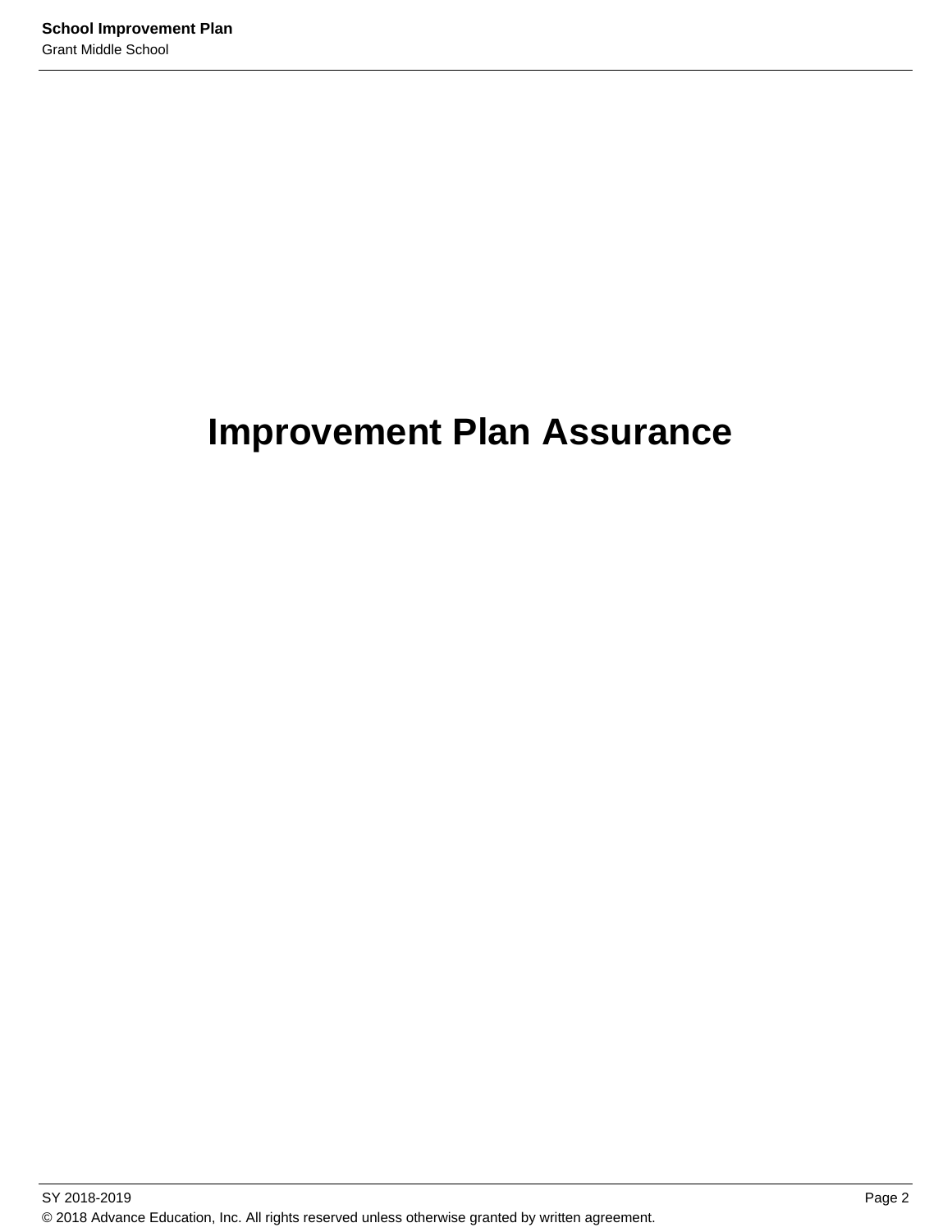# Improvement Plan Assurance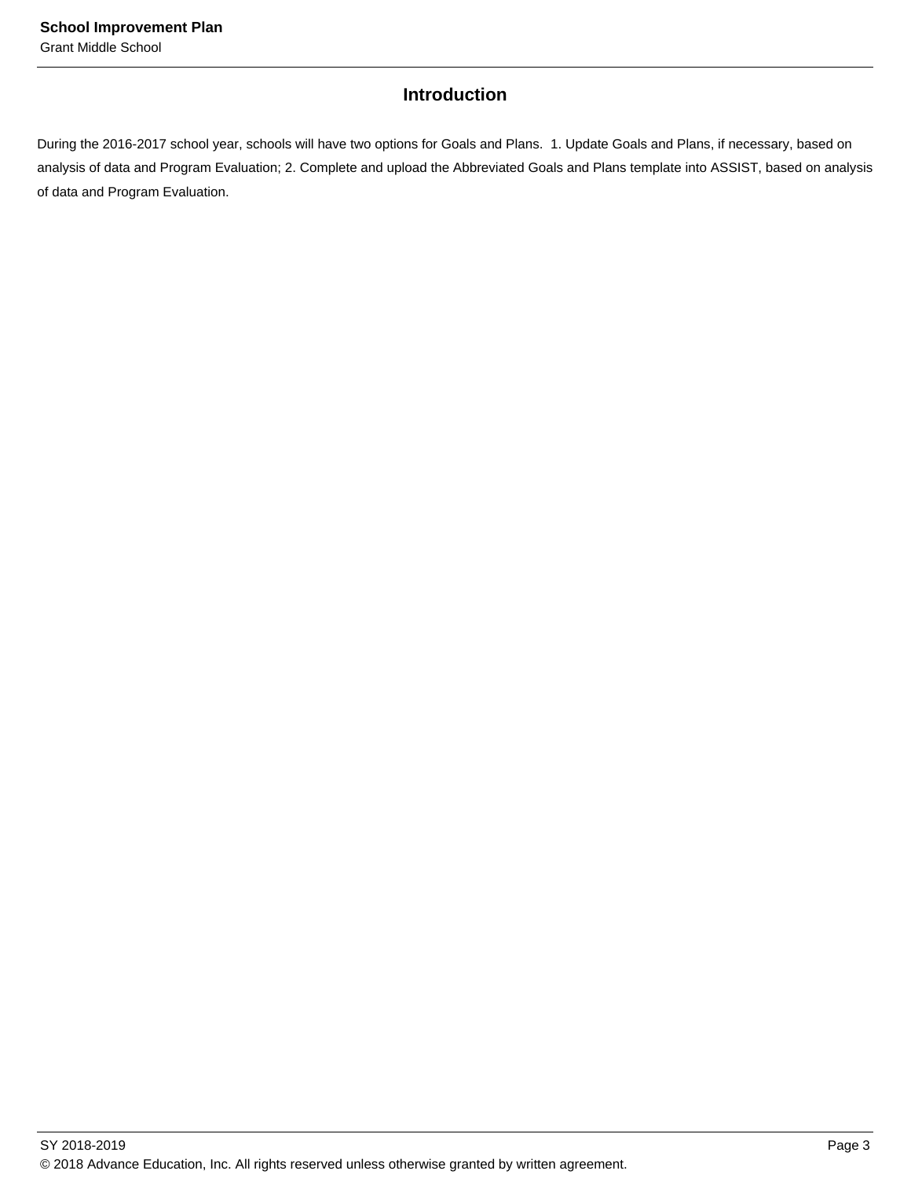## Introduction

During the 2016-2017 school year, schools will have two options for Goals and Plans. 1. Update Goals and Plans, if necessary, based on analysis of data and Program Evaluation; 2. Complete and upload the Abbreviated Goals and Plans template into ASSIST, based on analysis of data and Program Evaluation.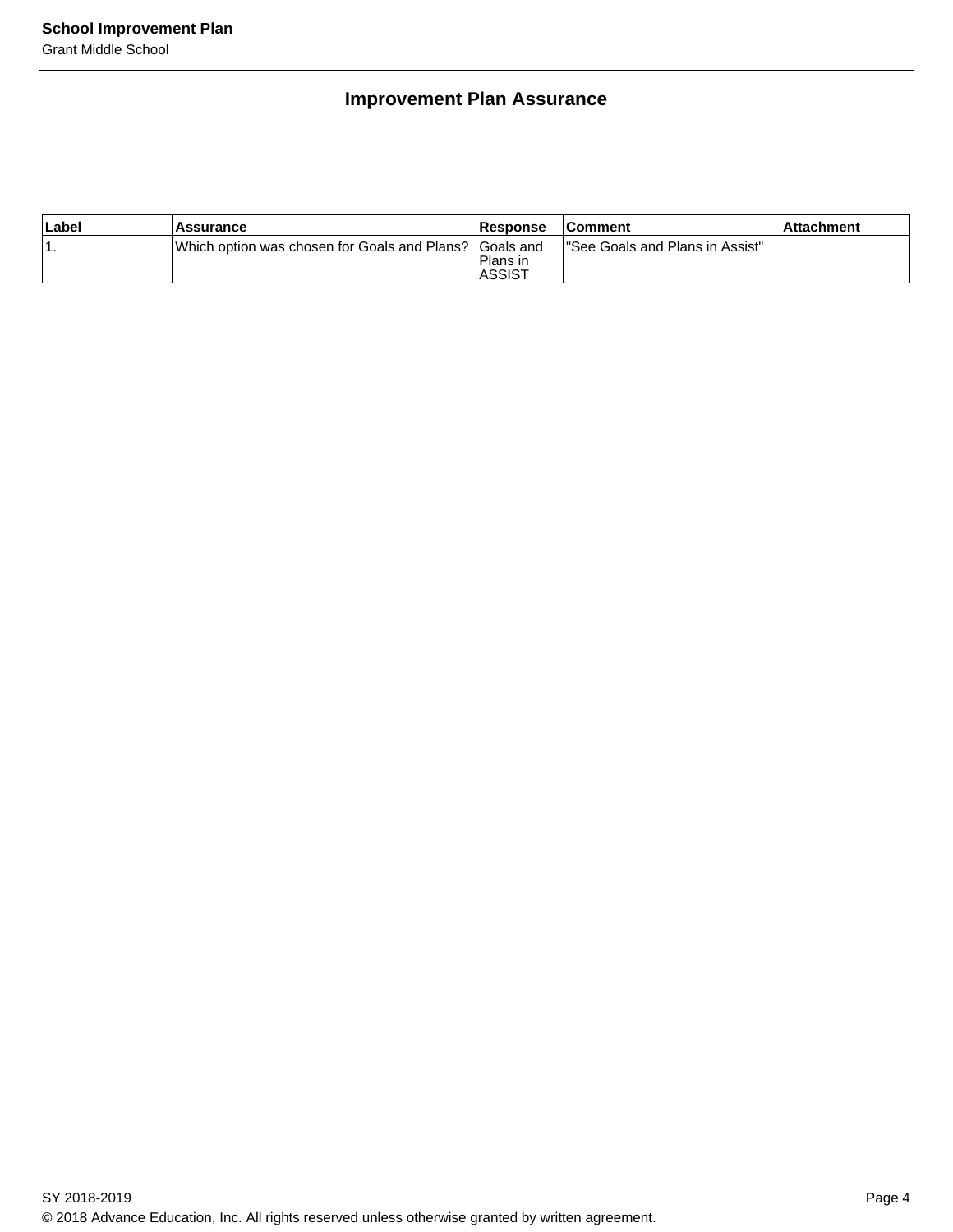## Improvement Plan Assurance

| Label | Assurance | Response | Comment | Attachment |
|---|---|---|---|---|
| 1. | Which option was chosen for Goals and Plans? | Goals and Plans in ASSIST | "See Goals and Plans in Assist" | |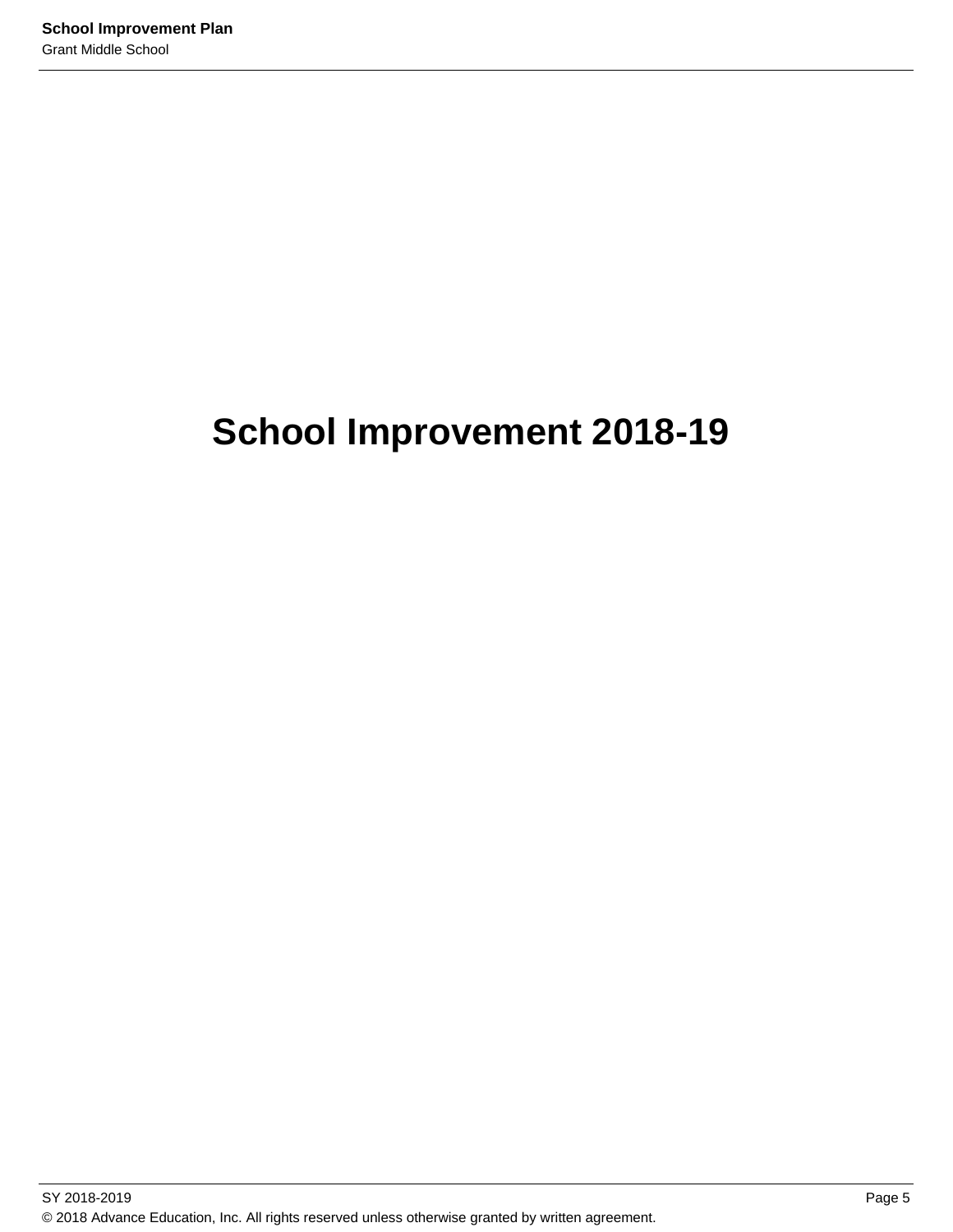# School Improvement 2018-19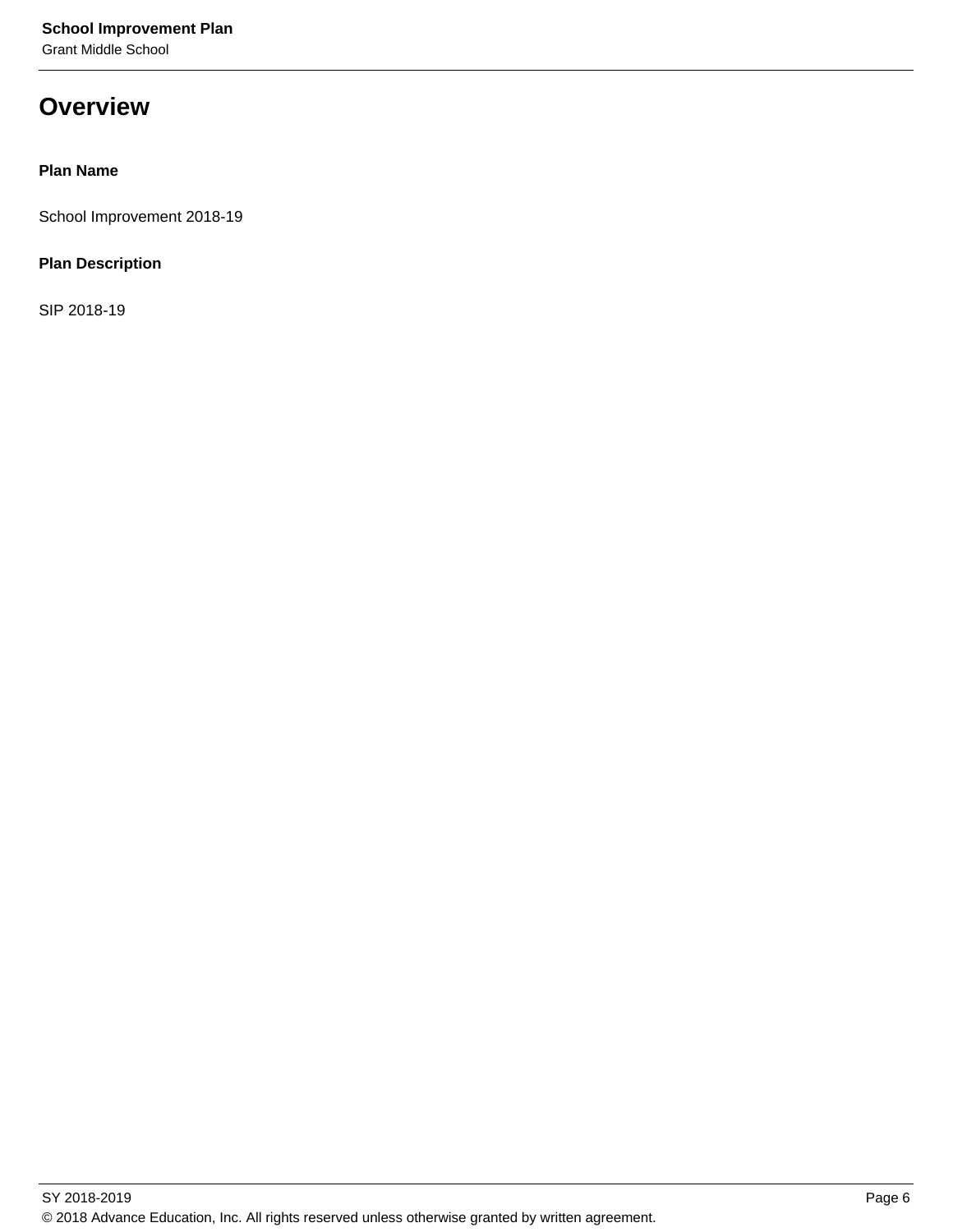# Overview

**Plan Name**

School Improvement 2018-19

**Plan Description**

SIP 2018-19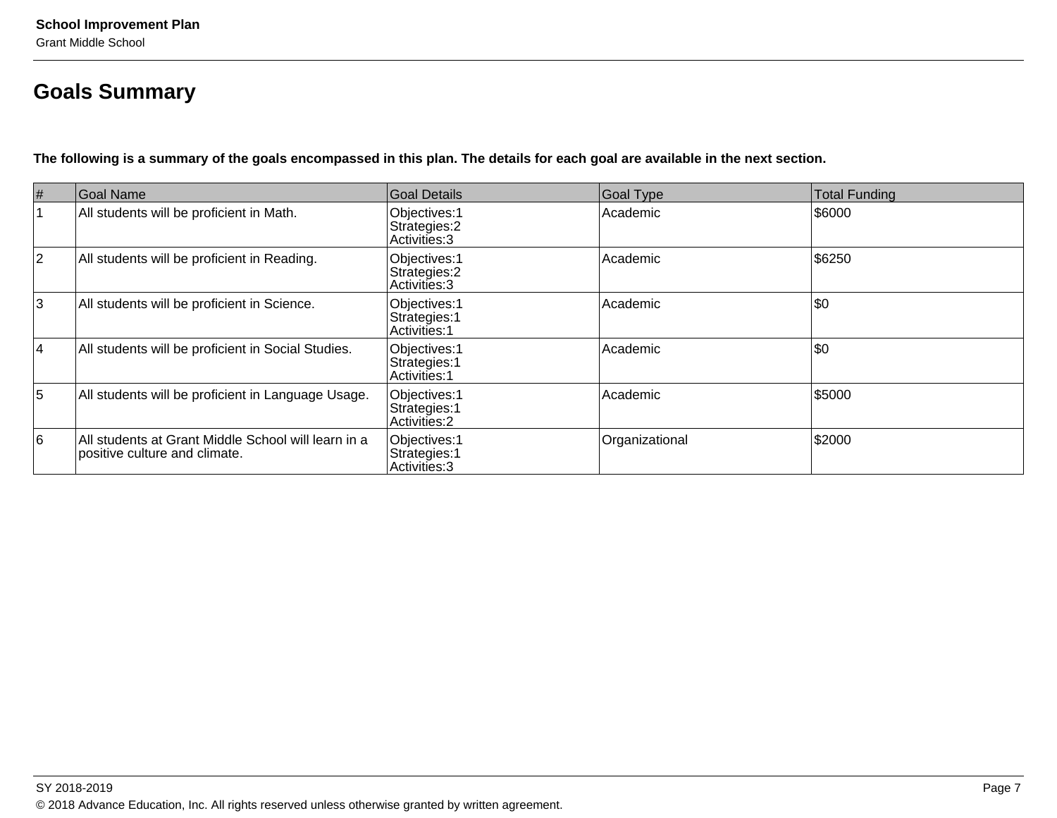## Goals Summary

**The following is a summary of the goals encompassed in this plan. The details for each goal are available in the next section.**

| # | Goal Name | Goal Details | Goal Type | Total Funding |
|---|---|---|---|---|
| 1 | All students will be proficient in Math. | Objectives:1<br>Strategies:2<br>Activities:3 | Academic | $6000 |
| 2 | All students will be proficient in Reading. | Objectives:1<br>Strategies:2<br>Activities:3 | Academic | $6250 |
| 3 | All students will be proficient in Science. | Objectives:1<br>Strategies:1<br>Activities:1 | Academic | $0 |
| 4 | All students will be proficient in Social Studies. | Objectives:1<br>Strategies:1<br>Activities:1 | Academic | $0 |
| 5 | All students will be proficient in Language Usage. | Objectives:1<br>Strategies:1<br>Activities:2 | Academic | $5000 |
| 6 | All students at Grant Middle School will learn in a positive culture and climate. | Objectives:1<br>Strategies:1<br>Activities:3 | Organizational | $2000 |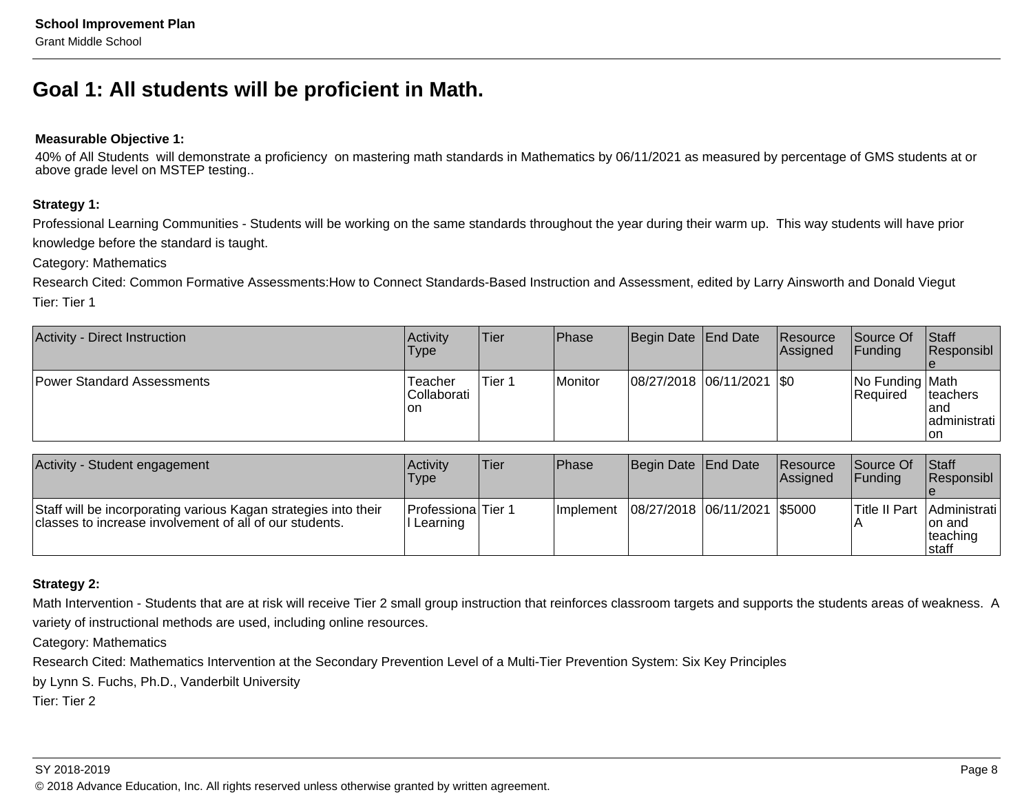# Goal 1: All students will be proficient in Math.

**Measurable Objective 1:**

40% of All Students  will demonstrate a proficiency  on mastering math standards in Mathematics by 06/11/2021 as measured by percentage of GMS students at or above grade level on MSTEP testing..

**Strategy 1:**

Professional Learning Communities - Students will be working on the same standards throughout the year during their warm up.  This way students will have prior knowledge before the standard is taught.

Category: Mathematics

Research Cited: Common Formative Assessments:How to Connect Standards-Based Instruction and Assessment, edited by Larry Ainsworth and Donald Viegut

Tier: Tier 1

| Activity - Direct Instruction | Activity Type | Tier | Phase | Begin Date | End Date | Resource Assigned | Source Of Funding | Staff Responsible |
|---|---|---|---|---|---|---|---|---|
| Power Standard Assessments | Teacher Collaboration | Tier 1 | Monitor | 08/27/2018 | 06/11/2021 | $0 | No Funding Required | Math teachers and administration |

| Activity - Student engagement | Activity Type | Tier | Phase | Begin Date | End Date | Resource Assigned | Source Of Funding | Staff Responsible |
|---|---|---|---|---|---|---|---|---|
| Staff will be incorporating various Kagan strategies into their classes to increase involvement of all of our students. | Professional Learning | Tier 1 | Implement | 08/27/2018 | 06/11/2021 | $5000 | Title II Part A | Administration and teaching staff |

**Strategy 2:**

Math Intervention - Students that are at risk will receive Tier 2 small group instruction that reinforces classroom targets and supports the students areas of weakness.  A variety of instructional methods are used, including online resources.

Category: Mathematics

Research Cited: Mathematics Intervention at the Secondary Prevention Level of a Multi-Tier Prevention System: Six Key Principles
by Lynn S. Fuchs, Ph.D., Vanderbilt University

Tier: Tier 2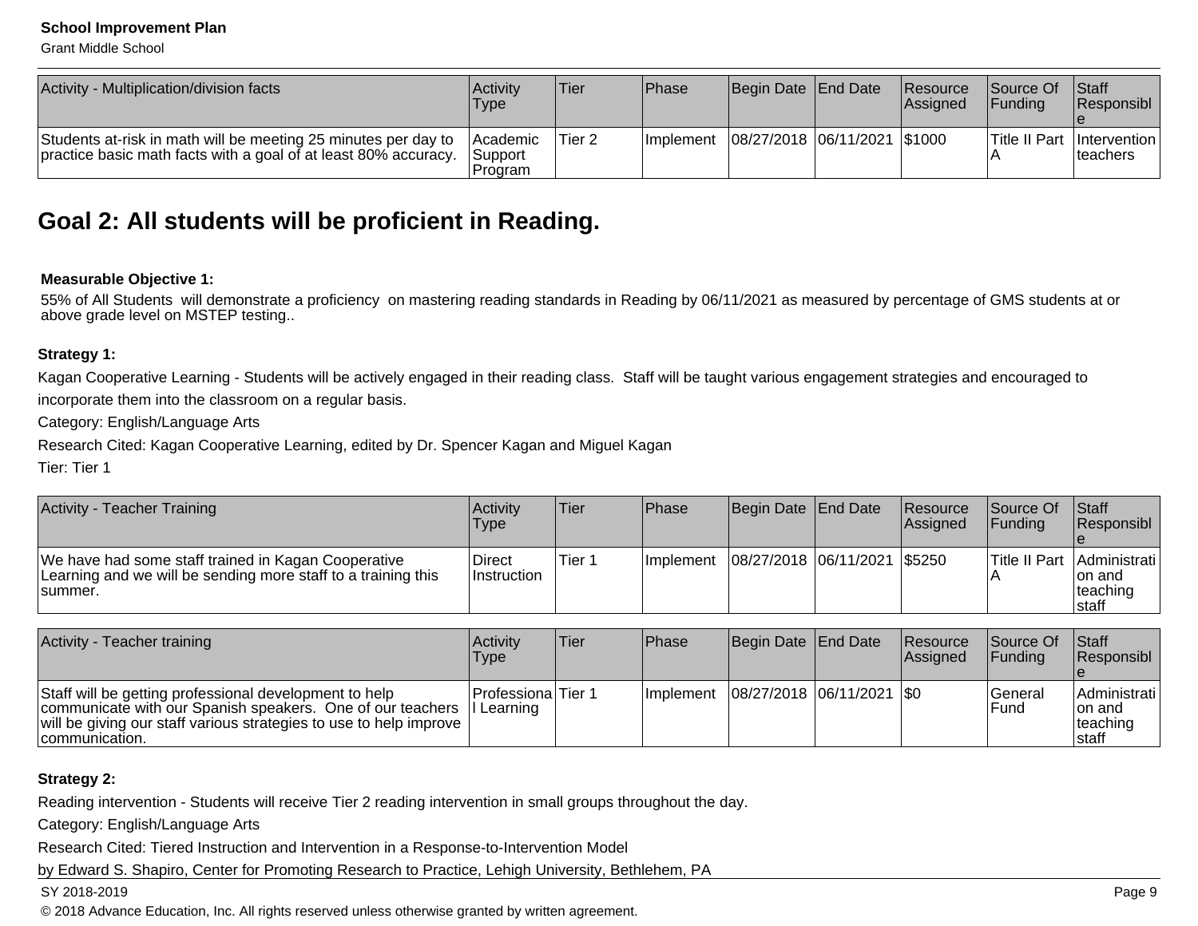| Activity - Multiplication/division facts | Activity Type | Tier | Phase | Begin Date | End Date | Resource Assigned | Source Of Funding | Staff Responsible |
|---|---|---|---|---|---|---|---|---|
| Students at-risk in math will be meeting 25 minutes per day to practice basic math facts with a goal of at least 80% accuracy. | Academic Support Program | Tier 2 | Implement | 08/27/2018 | 06/11/2021 | $1000 | Title II Part A | Intervention teachers |

## Goal 2: All students will be proficient in Reading.

**Measurable Objective 1:**

55% of All Students will demonstrate a proficiency on mastering reading standards in Reading by 06/11/2021 as measured by percentage of GMS students at or above grade level on MSTEP testing..

**Strategy 1:**

Kagan Cooperative Learning - Students will be actively engaged in their reading class. Staff will be taught various engagement strategies and encouraged to incorporate them into the classroom on a regular basis.

Category: English/Language Arts

Research Cited: Kagan Cooperative Learning, edited by Dr. Spencer Kagan and Miguel Kagan

Tier: Tier 1

| Activity - Teacher Training | Activity Type | Tier | Phase | Begin Date | End Date | Resource Assigned | Source Of Funding | Staff Responsible |
|---|---|---|---|---|---|---|---|---|
| We have had some staff trained in Kagan Cooperative Learning and we will be sending more staff to a training this summer. | Direct Instruction | Tier 1 | Implement | 08/27/2018 | 06/11/2021 | $5250 | Title II Part A | Administration and teaching staff |

| Activity - Teacher training | Activity Type | Tier | Phase | Begin Date | End Date | Resource Assigned | Source Of Funding | Staff Responsible |
|---|---|---|---|---|---|---|---|---|
| Staff will be getting professional development to help communicate with our Spanish speakers. One of our teachers will be giving our staff various strategies to use to help improve communication. | Professional Learning | Tier 1 | Implement | 08/27/2018 | 06/11/2021 | $0 | General Fund | Administration and teaching staff |

**Strategy 2:**

Reading intervention - Students will receive Tier 2 reading intervention in small groups throughout the day.

Category: English/Language Arts

Research Cited: Tiered Instruction and Intervention in a Response-to-Intervention Model

by Edward S. Shapiro, Center for Promoting Research to Practice, Lehigh University, Bethlehem, PA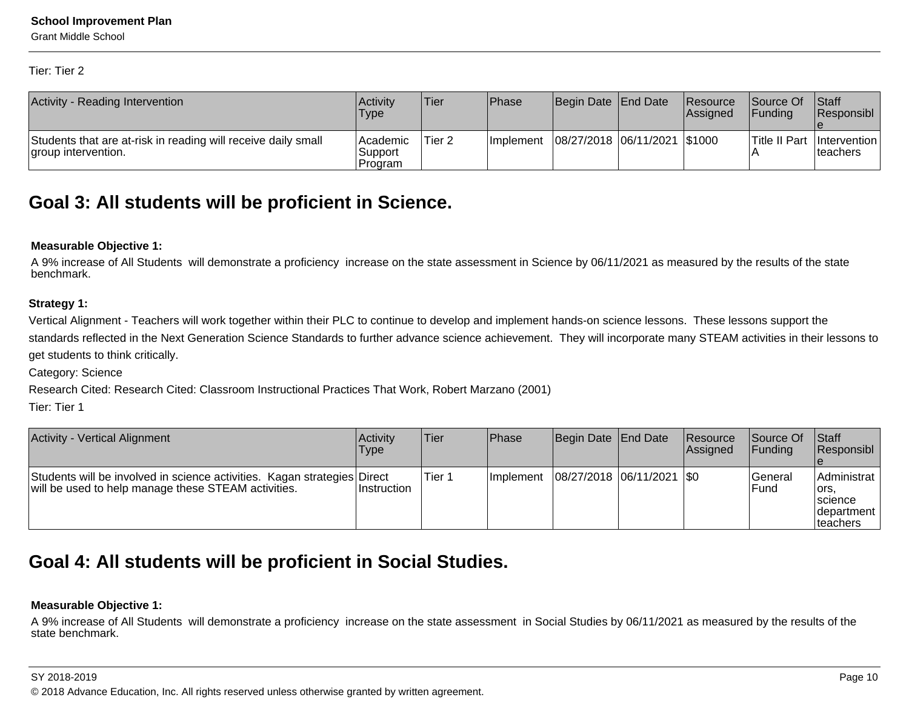Tier: Tier 2

| Activity - Reading Intervention | Activity Type | Tier | Phase | Begin Date | End Date | Resource Assigned | Source Of Funding | Staff Responsible |
|---|---|---|---|---|---|---|---|---|
| Students that are at-risk in reading will receive daily small group intervention. | Academic Support Program | Tier 2 | Implement | 08/27/2018 | 06/11/2021 | $1000 | Title II Part A | Intervention teachers |

## Goal 3: All students will be proficient in Science.

**Measurable Objective 1:**

A 9% increase of All Students will demonstrate a proficiency increase on the state assessment in Science by 06/11/2021 as measured by the results of the state benchmark.

**Strategy 1:**

Vertical Alignment - Teachers will work together within their PLC to continue to develop and implement hands-on science lessons. These lessons support the standards reflected in the Next Generation Science Standards to further advance science achievement. They will incorporate many STEAM activities in their lessons to get students to think critically.

Category: Science

Research Cited: Research Cited: Classroom Instructional Practices That Work, Robert Marzano (2001)

Tier: Tier 1

| Activity - Vertical Alignment | Activity Type | Tier | Phase | Begin Date | End Date | Resource Assigned | Source Of Funding | Staff Responsible |
|---|---|---|---|---|---|---|---|---|
| Students will be involved in science activities. Kagan strategies will be used to help manage these STEAM activities. | Direct Instruction | Tier 1 | Implement | 08/27/2018 | 06/11/2021 | $0 | General Fund | Administrators, science department teachers |

## Goal 4: All students will be proficient in Social Studies.

**Measurable Objective 1:**

A 9% increase of All Students will demonstrate a proficiency increase on the state assessment in Social Studies by 06/11/2021 as measured by the results of the state benchmark.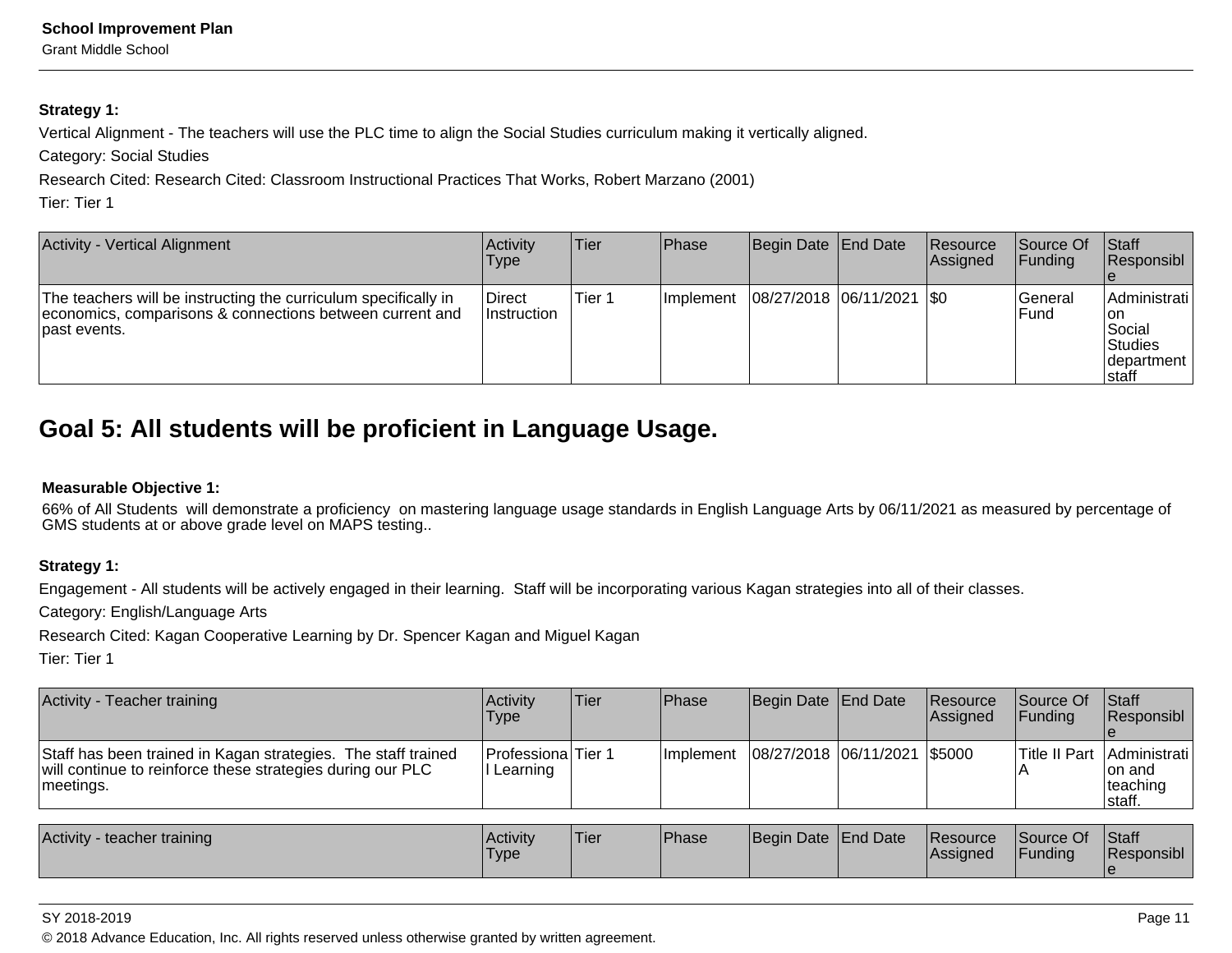**Strategy 1:**

Vertical Alignment - The teachers will use the PLC time to align the Social Studies curriculum making it vertically aligned.

Category: Social Studies

Research Cited: Research Cited: Classroom Instructional Practices That Works, Robert Marzano (2001)

Tier: Tier 1

| Activity - Vertical Alignment | Activity Type | Tier | Phase | Begin Date | End Date | Resource Assigned | Source Of Funding | Staff Responsible |
|---|---|---|---|---|---|---|---|---|
| The teachers will be instructing the curriculum specifically in economics, comparisons & connections between current and past events. | Direct Instruction | Tier 1 | Implement | 08/27/2018 | 06/11/2021 | $0 | General Fund | Administration Social Studies department staff |

# Goal 5: All students will be proficient in Language Usage.

**Measurable Objective 1:**

66% of All Students will demonstrate a proficiency on mastering language usage standards in English Language Arts by 06/11/2021 as measured by percentage of GMS students at or above grade level on MAPS testing..

**Strategy 1:**

Engagement - All students will be actively engaged in their learning. Staff will be incorporating various Kagan strategies into all of their classes.

Category: English/Language Arts

Research Cited: Kagan Cooperative Learning by Dr. Spencer Kagan and Miguel Kagan

Tier: Tier 1

| Activity - Teacher training | Activity Type | Tier | Phase | Begin Date | End Date | Resource Assigned | Source Of Funding | Staff Responsible |
|---|---|---|---|---|---|---|---|---|
| Staff has been trained in Kagan strategies. The staff trained will continue to reinforce these strategies during our PLC meetings. | Professional Learning | Tier 1 | Implement | 08/27/2018 | 06/11/2021 | $5000 | Title II Part A | Administration and teaching staff. |

| Activity - teacher training | Activity Type | Tier | Phase | Begin Date | End Date | Resource Assigned | Source Of Funding | Staff Responsible |
|---|---|---|---|---|---|---|---|---|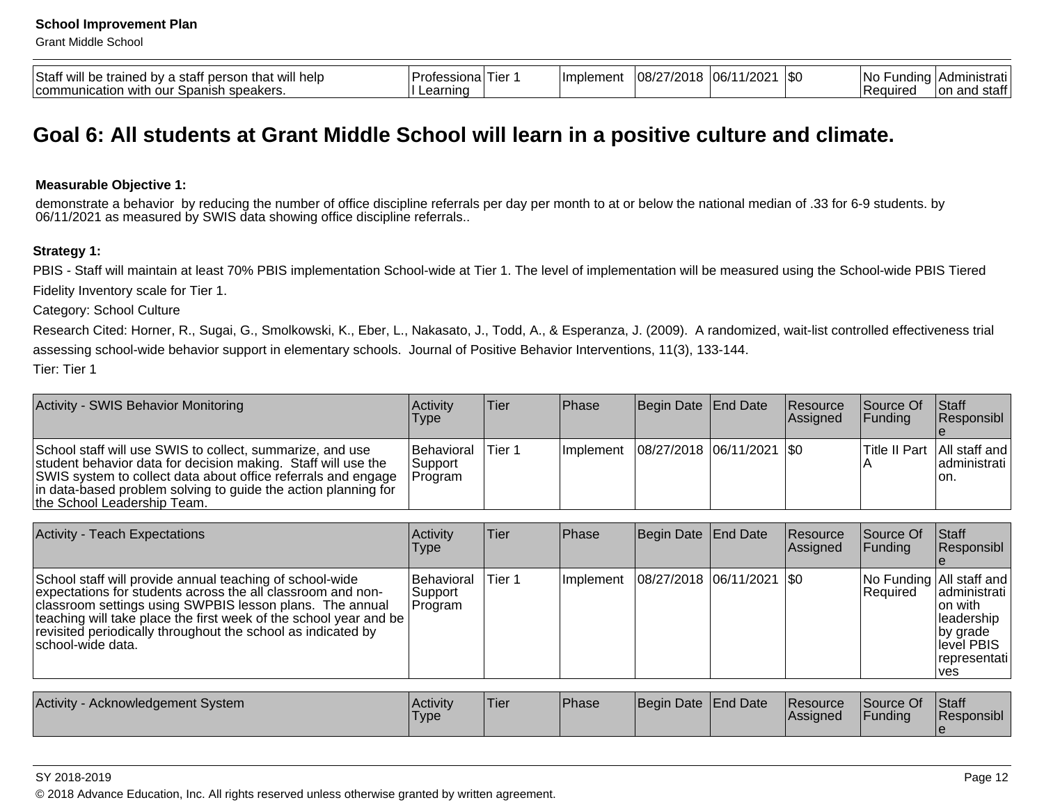| Staff will be trained by a staff person that will help communication with our Spanish speakers. | Professional Learning | Tier 1 | Implement | 08/27/2018 | 06/11/2021 | $0 | No Funding Required | Administration and staff |
|---|---|---|---|---|---|---|---|---|

## Goal 6: All students at Grant Middle School will learn in a positive culture and climate.

**Measurable Objective 1:**

demonstrate a behavior by reducing the number of office discipline referrals per day per month to at or below the national median of .33 for 6-9 students. by 06/11/2021 as measured by SWIS data showing office discipline referrals..

**Strategy 1:**

PBIS - Staff will maintain at least 70% PBIS implementation School-wide at Tier 1. The level of implementation will be measured using the School-wide PBIS Tiered Fidelity Inventory scale for Tier 1.

Category: School Culture

Research Cited: Horner, R., Sugai, G., Smolkowski, K., Eber, L., Nakasato, J., Todd, A., & Esperanza, J. (2009). A randomized, wait-list controlled effectiveness trial assessing school-wide behavior support in elementary schools. Journal of Positive Behavior Interventions, 11(3), 133-144.

Tier: Tier 1

| Activity - SWIS Behavior Monitoring | Activity Type | Tier | Phase | Begin Date | End Date | Resource Assigned | Source Of Funding | Staff Responsible |
|---|---|---|---|---|---|---|---|---|
| School staff will use SWIS to collect, summarize, and use student behavior data for decision making. Staff will use the SWIS system to collect data about office referrals and engage in data-based problem solving to guide the action planning for the School Leadership Team. | Behavioral Support Program | Tier 1 | Implement | 08/27/2018 | 06/11/2021 | $0 | Title II Part A | All staff and administration. |

| Activity - Teach Expectations | Activity Type | Tier | Phase | Begin Date | End Date | Resource Assigned | Source Of Funding | Staff Responsible |
|---|---|---|---|---|---|---|---|---|
| School staff will provide annual teaching of school-wide expectations for students across the all classroom and non-classroom settings using SWPBIS lesson plans. The annual teaching will take place the first week of the school year and be revisited periodically throughout the school as indicated by school-wide data. | Behavioral Support Program | Tier 1 | Implement | 08/27/2018 | 06/11/2021 | $0 | No Funding Required | All staff and administration with leadership by grade level PBIS representatives |

| Activity - Acknowledgement System | Activity Type | Tier | Phase | Begin Date | End Date | Resource Assigned | Source Of Funding | Staff Responsible |
|---|---|---|---|---|---|---|---|---|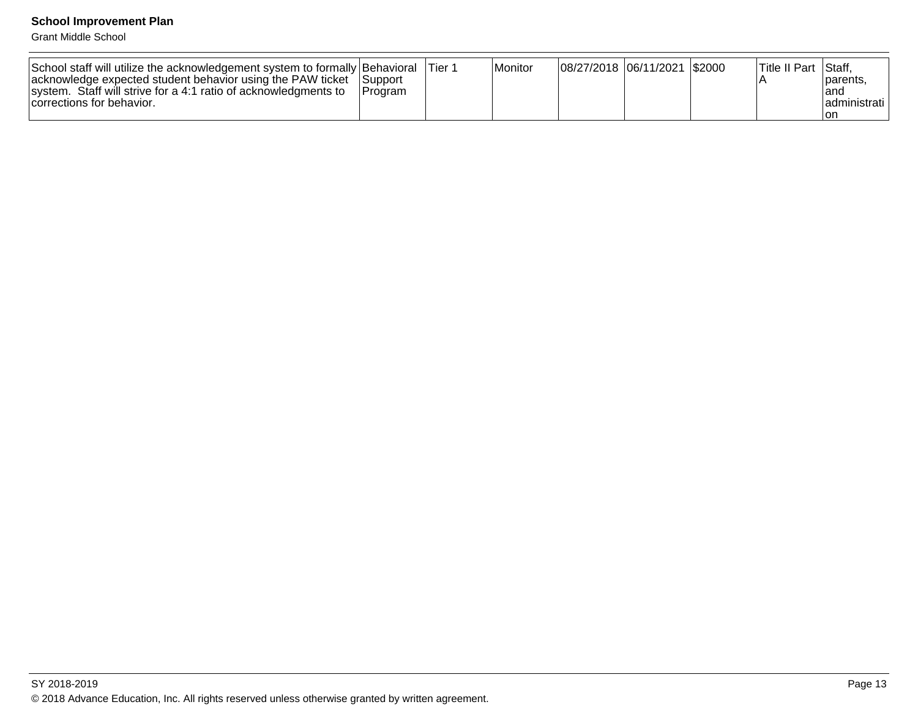| | | | | | | | | |
|---|---|---|---|---|---|---|---|---|
| School staff will utilize the acknowledgement system to formally acknowledge expected student behavior using the PAW ticket system. Staff will strive for a 4:1 ratio of acknowledgments to corrections for behavior. | Behavioral Support Program | Tier 1 | Monitor | 08/27/2018 | 06/11/2021 | $2000 | Title II Part A | Staff, parents, and administration |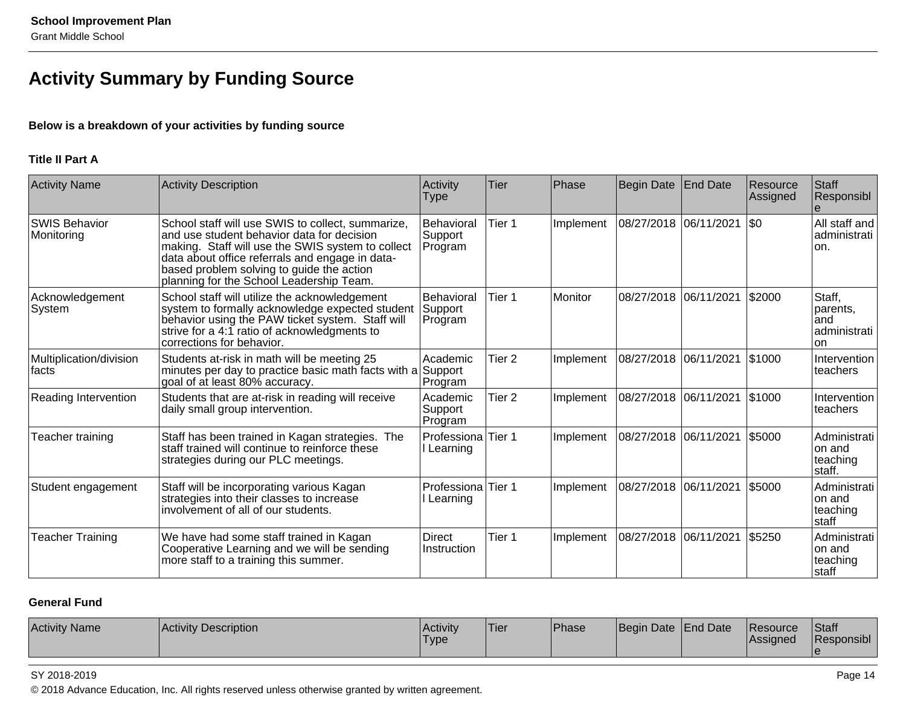## Activity Summary by Funding Source

**Below is a breakdown of your activities by funding source**

### Title II Part A

| Activity Name | Activity Description | Activity Type | Tier | Phase | Begin Date | End Date | Resource Assigned | Staff Responsible |
|---|---|---|---|---|---|---|---|---|
| SWIS Behavior Monitoring | School staff will use SWIS to collect, summarize, and use student behavior data for decision making. Staff will use the SWIS system to collect data about office referrals and engage in data-based problem solving to guide the action planning for the School Leadership Team. | Behavioral Support Program | Tier 1 | Implement | 08/27/2018 | 06/11/2021 | $0 | All staff and administration. |
| Acknowledgement System | School staff will utilize the acknowledgement system to formally acknowledge expected student behavior using the PAW ticket system. Staff will strive for a 4:1 ratio of acknowledgments to corrections for behavior. | Behavioral Support Program | Tier 1 | Monitor | 08/27/2018 | 06/11/2021 | $2000 | Staff, parents, and administration |
| Multiplication/division facts | Students at-risk in math will be meeting 25 minutes per day to practice basic math facts with a goal of at least 80% accuracy. | Academic Support Program | Tier 2 | Implement | 08/27/2018 | 06/11/2021 | $1000 | Intervention teachers |
| Reading Intervention | Students that are at-risk in reading will receive daily small group intervention. | Academic Support Program | Tier 2 | Implement | 08/27/2018 | 06/11/2021 | $1000 | Intervention teachers |
| Teacher training | Staff has been trained in Kagan strategies. The staff trained will continue to reinforce these strategies during our PLC meetings. | Professional Learning | Tier 1 | Implement | 08/27/2018 | 06/11/2021 | $5000 | Administration and teaching staff. |
| Student engagement | Staff will be incorporating various Kagan strategies into their classes to increase involvement of all of our students. | Professional Learning | Tier 1 | Implement | 08/27/2018 | 06/11/2021 | $5000 | Administration and teaching staff |
| Teacher Training | We have had some staff trained in Kagan Cooperative Learning and we will be sending more staff to a training this summer. | Direct Instruction | Tier 1 | Implement | 08/27/2018 | 06/11/2021 | $5250 | Administration and teaching staff |

### General Fund

| Activity Name | Activity Description | Activity Type | Tier | Phase | Begin Date | End Date | Resource Assigned | Staff Responsible |
|---|---|---|---|---|---|---|---|---|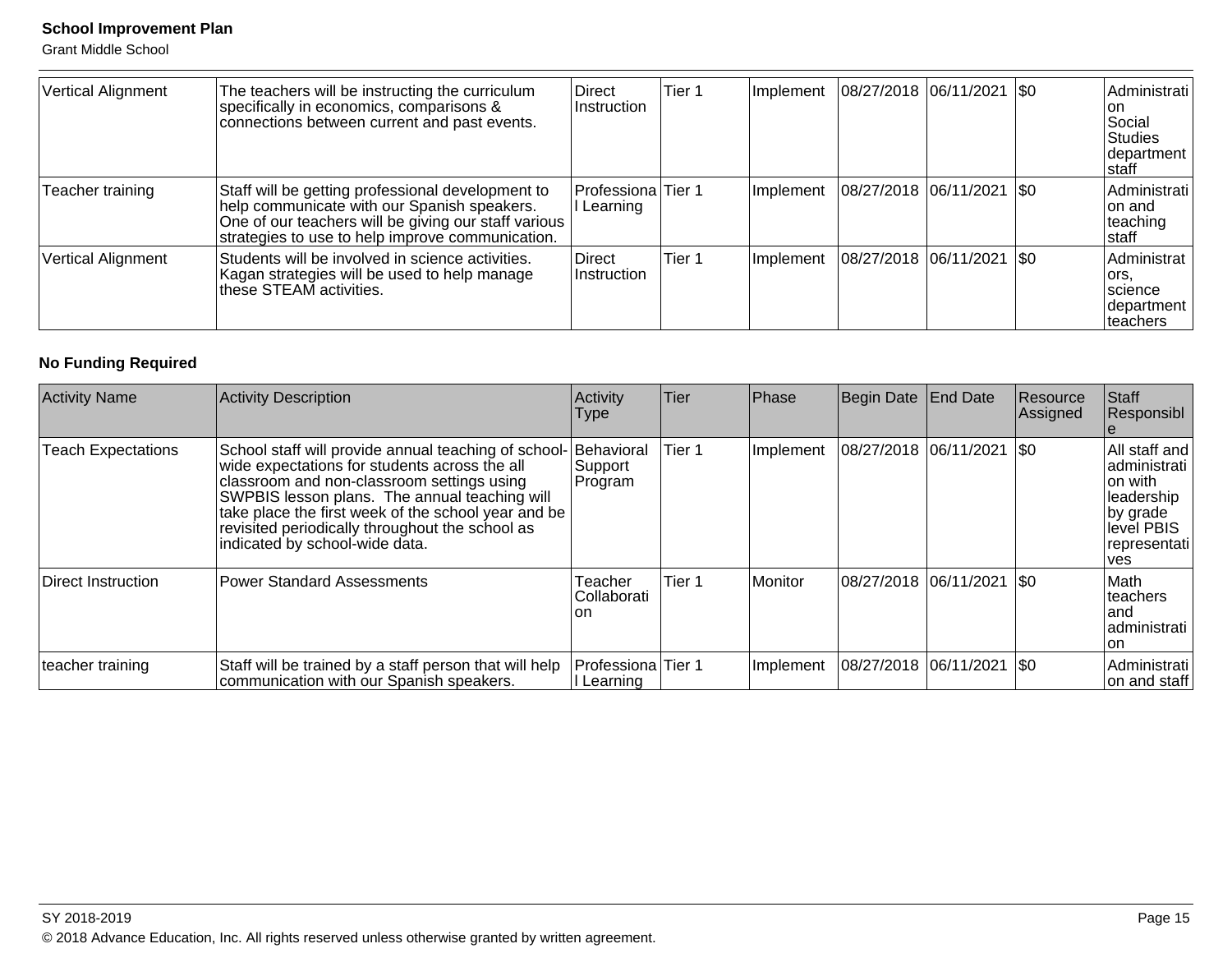| | | | | | | | | |
|---|---|---|---|---|---|---|---|---|
| Vertical Alignment | The teachers will be instructing the curriculum specifically in economics, comparisons & connections between current and past events. | Direct Instruction | Tier 1 | Implement | 08/27/2018 | 06/11/2021 | $0 | Administration Social Studies department staff |
| Teacher training | Staff will be getting professional development to help communicate with our Spanish speakers. One of our teachers will be giving our staff various strategies to use to help improve communication. | Professional Learning | Tier 1 | Implement | 08/27/2018 | 06/11/2021 | $0 | Administration and teaching staff |
| Vertical Alignment | Students will be involved in science activities. Kagan strategies will be used to help manage these STEAM activities. | Direct Instruction | Tier 1 | Implement | 08/27/2018 | 06/11/2021 | $0 | Administrators, science department teachers |

**No Funding Required**

| Activity Name | Activity Description | Activity Type | Tier | Phase | Begin Date | End Date | Resource Assigned | Staff Responsible |
|---|---|---|---|---|---|---|---|---|
| Teach Expectations | School staff will provide annual teaching of school-wide expectations for students across the all classroom and non-classroom settings using SWPBIS lesson plans. The annual teaching will take place the first week of the school year and be revisited periodically throughout the school as indicated by school-wide data. | Behavioral Support Program | Tier 1 | Implement | 08/27/2018 | 06/11/2021 | $0 | All staff and administration with leadership by grade level PBIS representatives |
| Direct Instruction | Power Standard Assessments | Teacher Collaboration | Tier 1 | Monitor | 08/27/2018 | 06/11/2021 | $0 | Math teachers and administration |
| teacher training | Staff will be trained by a staff person that will help communication with our Spanish speakers. | Professional Learning | Tier 1 | Implement | 08/27/2018 | 06/11/2021 | $0 | Administration and staff |